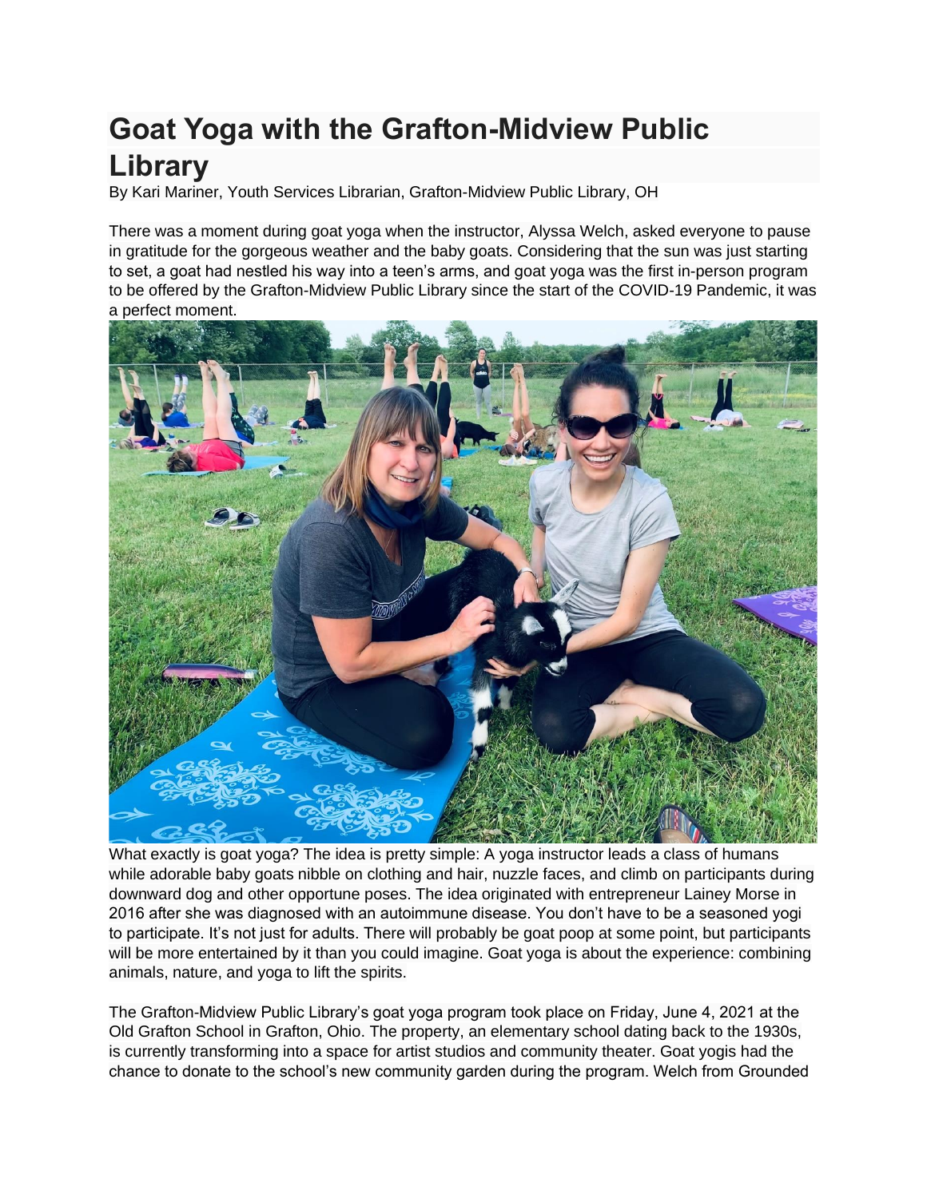# Goat Yoga with the Grafton-Midview Public Library

By Kari Mariner, Youth Services Librarian, Grafton-Midview Public Library, OH

There was a moment during goat yoga when the instructor, Alyssa Welch, asked everyone to pause in gratitude for the gorgeous weather and the baby goats. Considering that the sun was just starting to set, a goat had nestled his way into a teen's arms, and goat yoga was the first in-person program to be offered by the Grafton-Midview Public Library since the start of the COVID-19 Pandemic, it was a perfect moment.

What exactly is goat yoga? The idea is pretty simple: A yoga instructor leads a class of humans while adorable baby goats nibble on clothing and hair, nuzzle faces, and climb on participants during downward dog and other opportune poses. The idea originated with entrepreneur Lainey Morse in 2016 after she was diagnosed with an autoimmune disease. You don't have to be a seasoned yogi to participate. It's not just for adults. There will probably be goat poop at some point, but participants will be more entertained by it than you could imagine. Goat yoga is about the experience: combining animals, nature, and yoga to lift the spirits.

The Grafton-Midview Public Library's goat yoga program took place on Friday, June 4, 2021 at the Old Grafton School in Grafton, Ohio. The property, an elementary school dating back to the 1930s, is currently transforming into a space for artist studios and community theater. Goat yogis had the chance to donate to the school's new community garden during the program. Welch from Grounded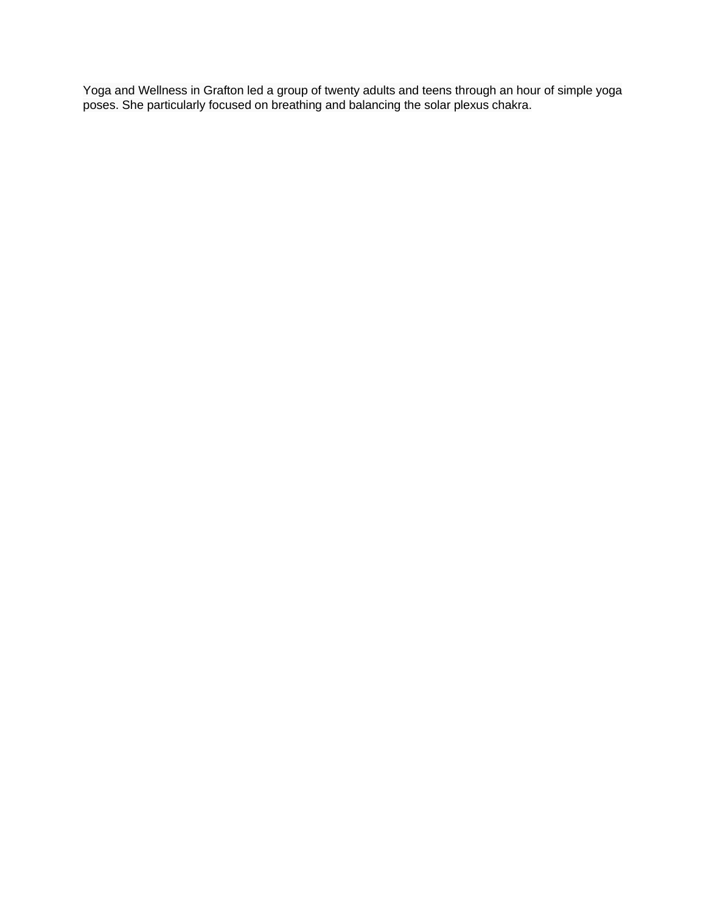Yoga and Wellness in Grafton led a group of twenty adults and teens through an hour of simple yoga poses. She particularly focused on breathing and balancing the solar plexus chakra.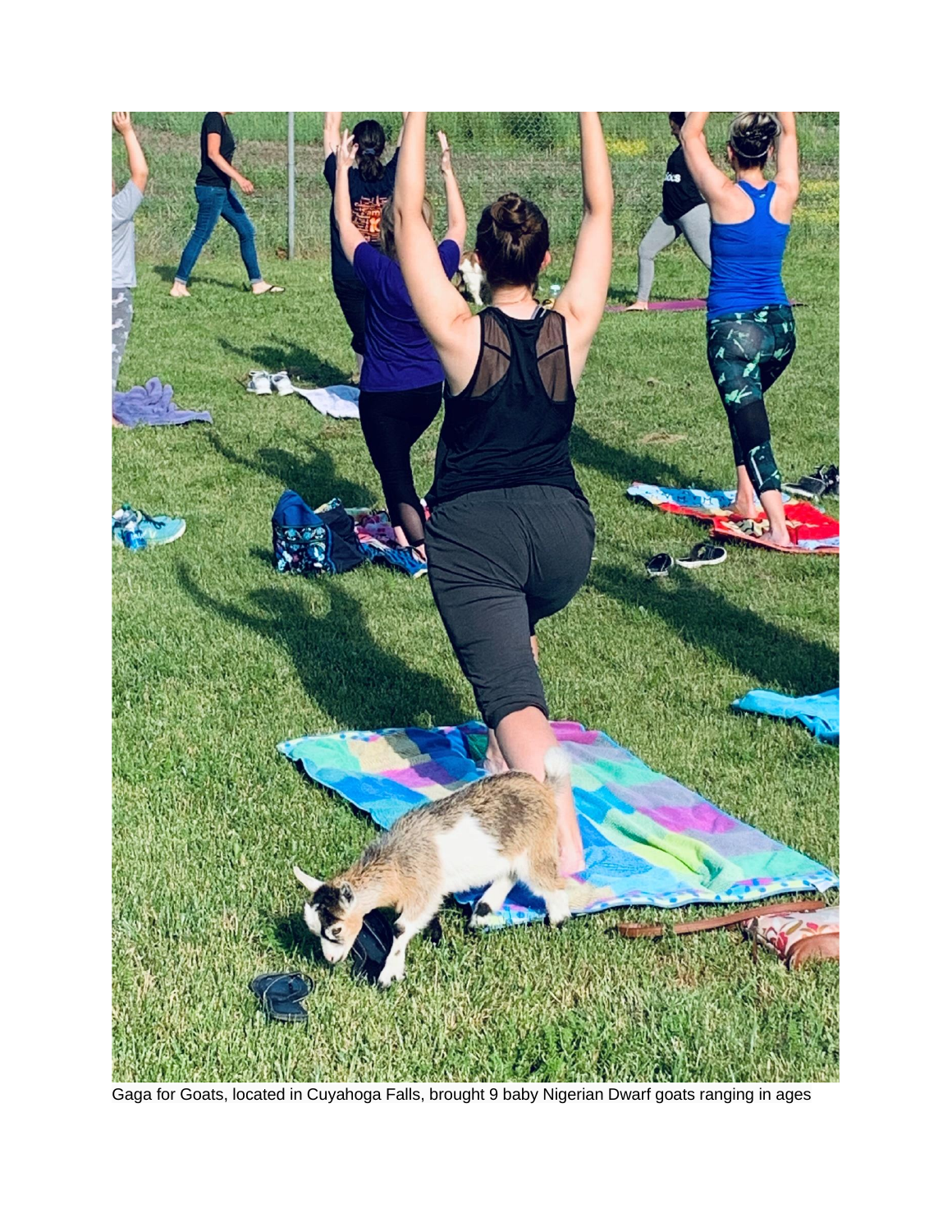Gaga for Goats, located in Cuyahoga Falls, brought 9 baby Nigerian Dwarf goats ranging in ages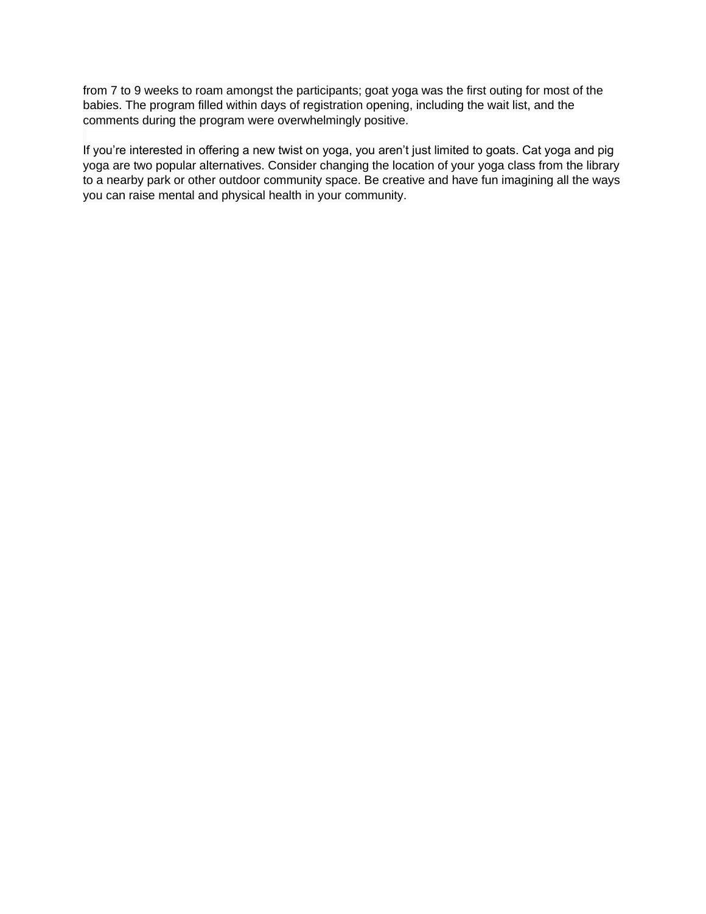from 7 to 9 weeks to roam amongst the participants; goat yoga was the first outing for most of the babies. The program filled within days of registration opening, including the wait list, and the comments during the program were overwhelmingly positive.

If you're interested in offering a new twist on yoga, you aren't just limited to goats. Cat yoga and pig yoga are two popular alternatives. Consider changing the location of your yoga class from the library to a nearby park or other outdoor community space. Be creative and have fun imagining all the ways you can raise mental and physical health in your community.